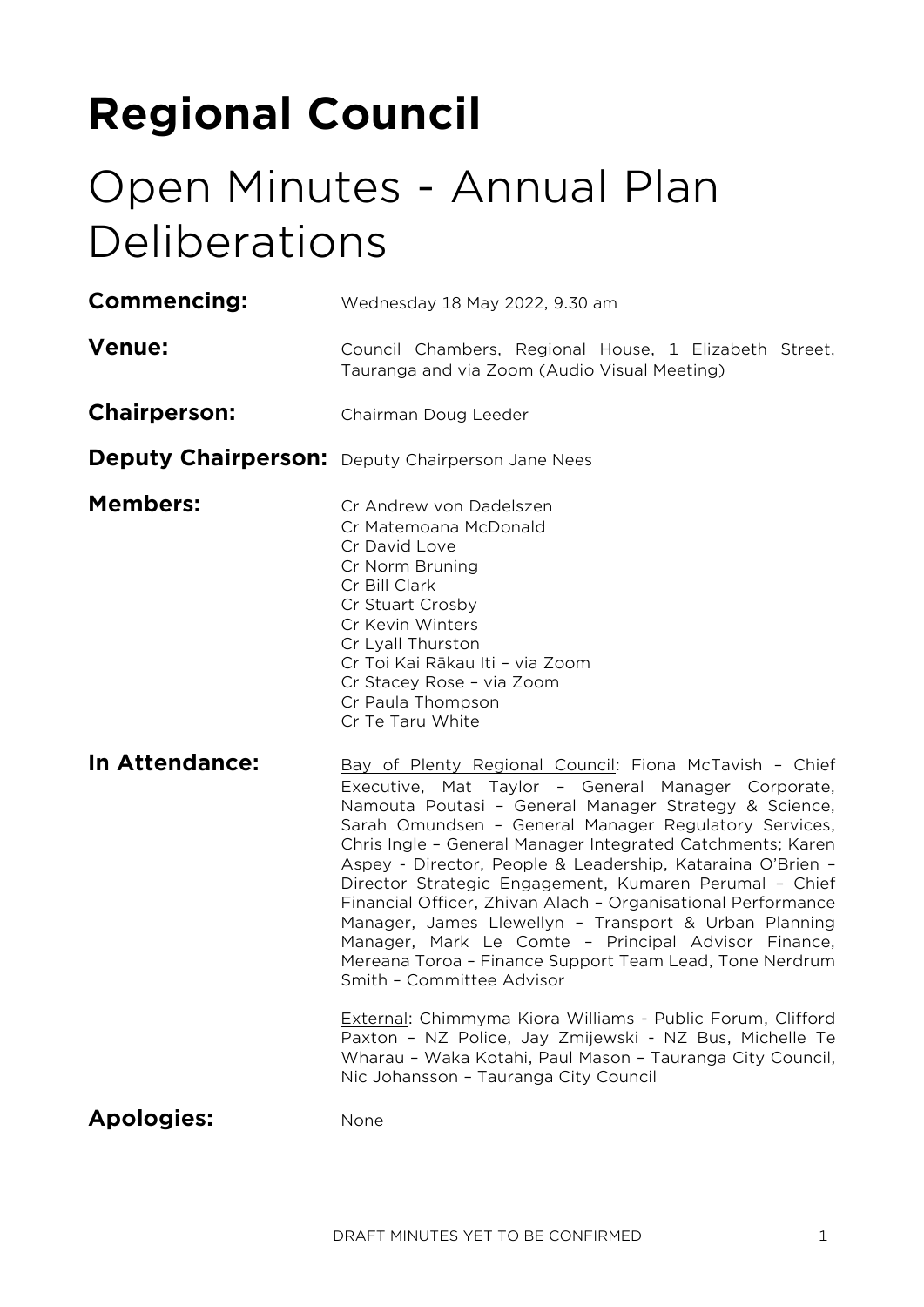# Regional Council

## Open Minutes - Annual Plan Deliberations

**Commencing:** Wednesday 18 May 2022, 9.30 am

**Venue:** Council Chambers, Regional House, 1 Elizabeth Street, Tauranga and via Zoom (Audio Visual Meeting)

**Chairperson:** Chairman Doug Leeder

**Deputy Chairperson:** Deputy Chairperson Jane Nees

**Members:**
Cr Andrew von Dadelszen
Cr Matemoana McDonald
Cr David Love
Cr Norm Bruning
Cr Bill Clark
Cr Stuart Crosby
Cr Kevin Winters
Cr Lyall Thurston
Cr Toi Kai Rākau Iti – via Zoom
Cr Stacey Rose – via Zoom
Cr Paula Thompson
Cr Te Taru White

**In Attendance:** Bay of Plenty Regional Council: Fiona McTavish – Chief Executive, Mat Taylor – General Manager Corporate, Namouta Poutasi – General Manager Strategy & Science, Sarah Omundsen – General Manager Regulatory Services, Chris Ingle – General Manager Integrated Catchments; Karen Aspey - Director, People & Leadership, Kataraina O'Brien – Director Strategic Engagement, Kumaren Perumal – Chief Financial Officer, Zhivan Alach – Organisational Performance Manager, James Llewellyn – Transport & Urban Planning Manager, Mark Le Comte – Principal Advisor Finance, Mereana Toroa – Finance Support Team Lead, Tone Nerdrum Smith – Committee Advisor

External: Chimmyma Kiora Williams - Public Forum, Clifford Paxton – NZ Police, Jay Zmijewski - NZ Bus, Michelle Te Wharau – Waka Kotahi, Paul Mason – Tauranga City Council, Nic Johansson – Tauranga City Council

**Apologies:** None

DRAFT MINUTES YET TO BE CONFIRMED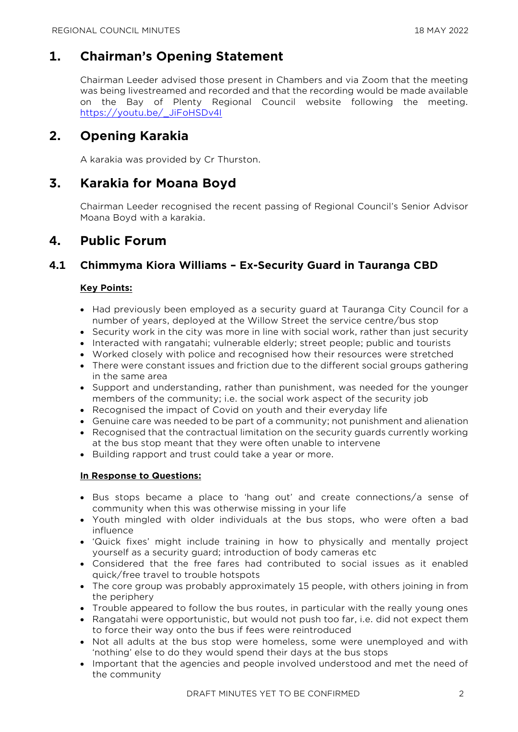# 1. Chairman's Opening Statement

Chairman Leeder advised those present in Chambers and via Zoom that the meeting was being livestreamed and recorded and that the recording would be made available on the Bay of Plenty Regional Council website following the meeting. https://youtu.be/_JiFoHSDv4I

# 2. Opening Karakia

A karakia was provided by Cr Thurston.

# 3. Karakia for Moana Boyd

Chairman Leeder recognised the recent passing of Regional Council's Senior Advisor Moana Boyd with a karakia.

# 4. Public Forum

## 4.1 Chimmyma Kiora Williams – Ex-Security Guard in Tauranga CBD

**Key Points:**

- Had previously been employed as a security guard at Tauranga City Council for a number of years, deployed at the Willow Street the service centre/bus stop
- Security work in the city was more in line with social work, rather than just security
- Interacted with rangatahi; vulnerable elderly; street people; public and tourists
- Worked closely with police and recognised how their resources were stretched
- There were constant issues and friction due to the different social groups gathering in the same area
- Support and understanding, rather than punishment, was needed for the younger members of the community; i.e. the social work aspect of the security job
- Recognised the impact of Covid on youth and their everyday life
- Genuine care was needed to be part of a community; not punishment and alienation
- Recognised that the contractual limitation on the security guards currently working at the bus stop meant that they were often unable to intervene
- Building rapport and trust could take a year or more.

**In Response to Questions:**

- Bus stops became a place to 'hang out' and create connections/a sense of community when this was otherwise missing in your life
- Youth mingled with older individuals at the bus stops, who were often a bad influence
- 'Quick fixes' might include training in how to physically and mentally project yourself as a security guard; introduction of body cameras etc
- Considered that the free fares had contributed to social issues as it enabled quick/free travel to trouble hotspots
- The core group was probably approximately 15 people, with others joining in from the periphery
- Trouble appeared to follow the bus routes, in particular with the really young ones
- Rangatahi were opportunistic, but would not push too far, i.e. did not expect them to force their way onto the bus if fees were reintroduced
- Not all adults at the bus stop were homeless, some were unemployed and with 'nothing' else to do they would spend their days at the bus stops
- Important that the agencies and people involved understood and met the need of the community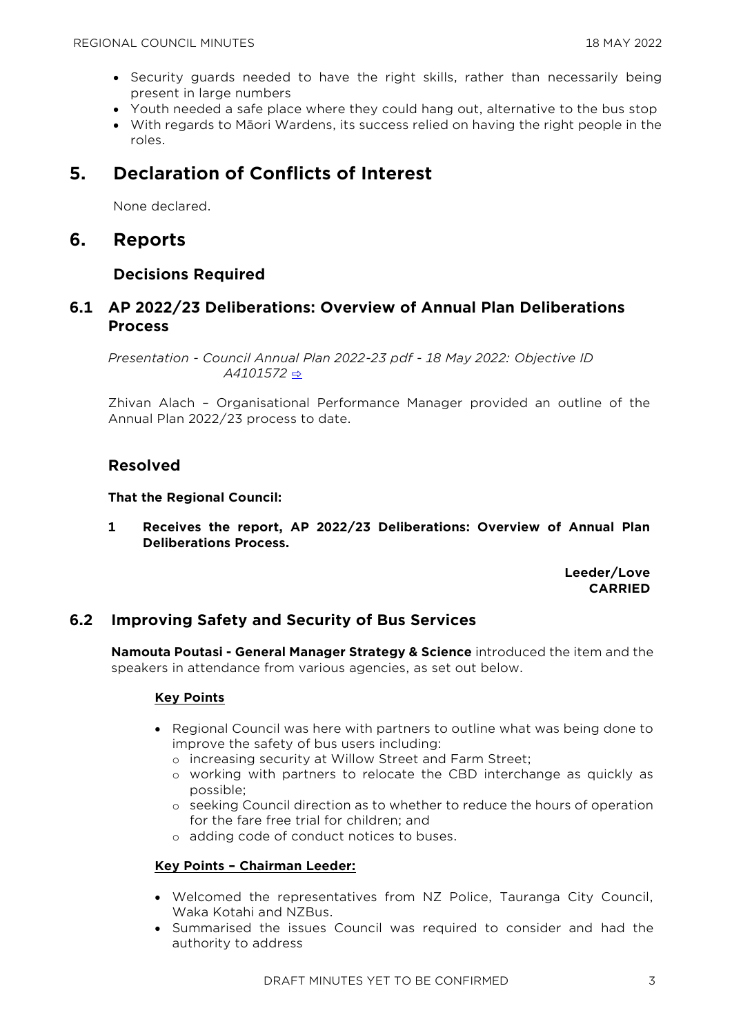- Security guards needed to have the right skills, rather than necessarily being present in large numbers
- Youth needed a safe place where they could hang out, alternative to the bus stop
- With regards to Māori Wardens, its success relied on having the right people in the roles.

# 5. Declaration of Conflicts of Interest

None declared.

# 6. Reports

## Decisions Required

### 6.1 AP 2022/23 Deliberations: Overview of Annual Plan Deliberations Process

*Presentation - Council Annual Plan 2022-23 pdf - 18 May 2022: Objective ID A4101572* ⇨

Zhivan Alach – Organisational Performance Manager provided an outline of the Annual Plan 2022/23 process to date.

## Resolved

**That the Regional Council:**

**1 Receives the report, AP 2022/23 Deliberations: Overview of Annual Plan Deliberations Process.**

**Leeder/Love**
**CARRIED**

### 6.2 Improving Safety and Security of Bus Services

**Namouta Poutasi - General Manager Strategy & Science** introduced the item and the speakers in attendance from various agencies, as set out below.

**Key Points**

- Regional Council was here with partners to outline what was being done to improve the safety of bus users including:
  - increasing security at Willow Street and Farm Street;
  - working with partners to relocate the CBD interchange as quickly as possible;
  - seeking Council direction as to whether to reduce the hours of operation for the fare free trial for children; and
  - adding code of conduct notices to buses.

**Key Points – Chairman Leeder:**

- Welcomed the representatives from NZ Police, Tauranga City Council, Waka Kotahi and NZBus.
- Summarised the issues Council was required to consider and had the authority to address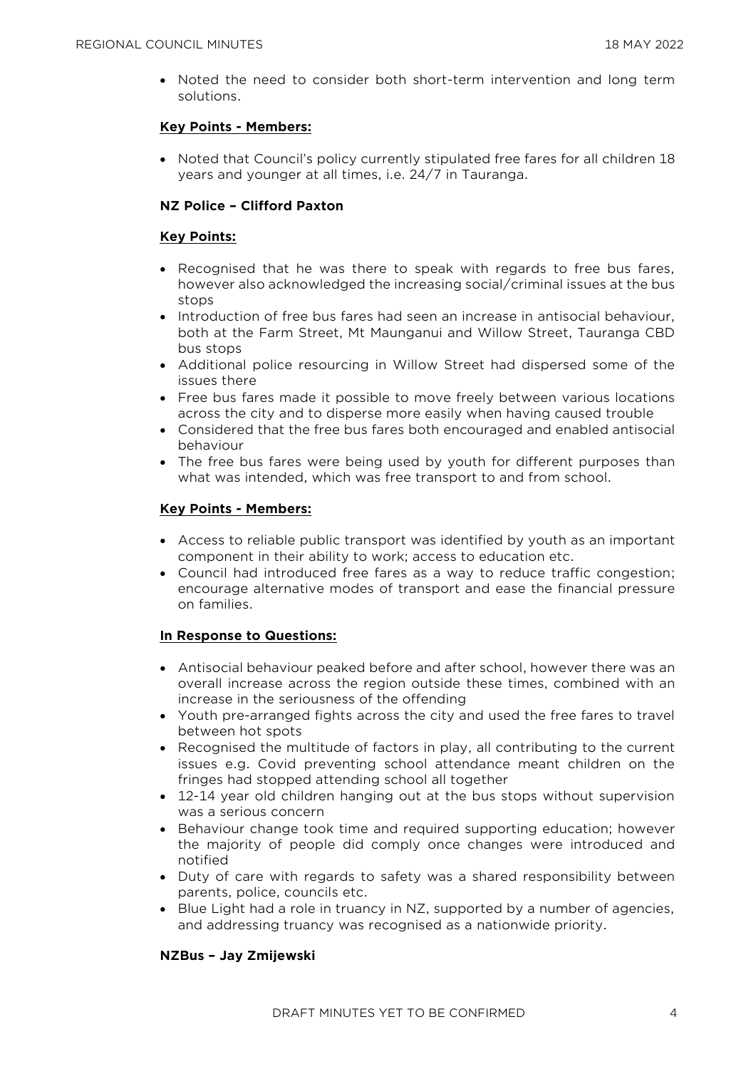- Noted the need to consider both short-term intervention and long term solutions.

**Key Points - Members:**

- Noted that Council's policy currently stipulated free fares for all children 18 years and younger at all times, i.e. 24/7 in Tauranga.

**NZ Police – Clifford Paxton**

**Key Points:**

- Recognised that he was there to speak with regards to free bus fares, however also acknowledged the increasing social/criminal issues at the bus stops
- Introduction of free bus fares had seen an increase in antisocial behaviour, both at the Farm Street, Mt Maunganui and Willow Street, Tauranga CBD bus stops
- Additional police resourcing in Willow Street had dispersed some of the issues there
- Free bus fares made it possible to move freely between various locations across the city and to disperse more easily when having caused trouble
- Considered that the free bus fares both encouraged and enabled antisocial behaviour
- The free bus fares were being used by youth for different purposes than what was intended, which was free transport to and from school.

**Key Points - Members:**

- Access to reliable public transport was identified by youth as an important component in their ability to work; access to education etc.
- Council had introduced free fares as a way to reduce traffic congestion; encourage alternative modes of transport and ease the financial pressure on families.

**In Response to Questions:**

- Antisocial behaviour peaked before and after school, however there was an overall increase across the region outside these times, combined with an increase in the seriousness of the offending
- Youth pre-arranged fights across the city and used the free fares to travel between hot spots
- Recognised the multitude of factors in play, all contributing to the current issues e.g. Covid preventing school attendance meant children on the fringes had stopped attending school all together
- 12-14 year old children hanging out at the bus stops without supervision was a serious concern
- Behaviour change took time and required supporting education; however the majority of people did comply once changes were introduced and notified
- Duty of care with regards to safety was a shared responsibility between parents, police, councils etc.
- Blue Light had a role in truancy in NZ, supported by a number of agencies, and addressing truancy was recognised as a nationwide priority.

**NZBus – Jay Zmijewski**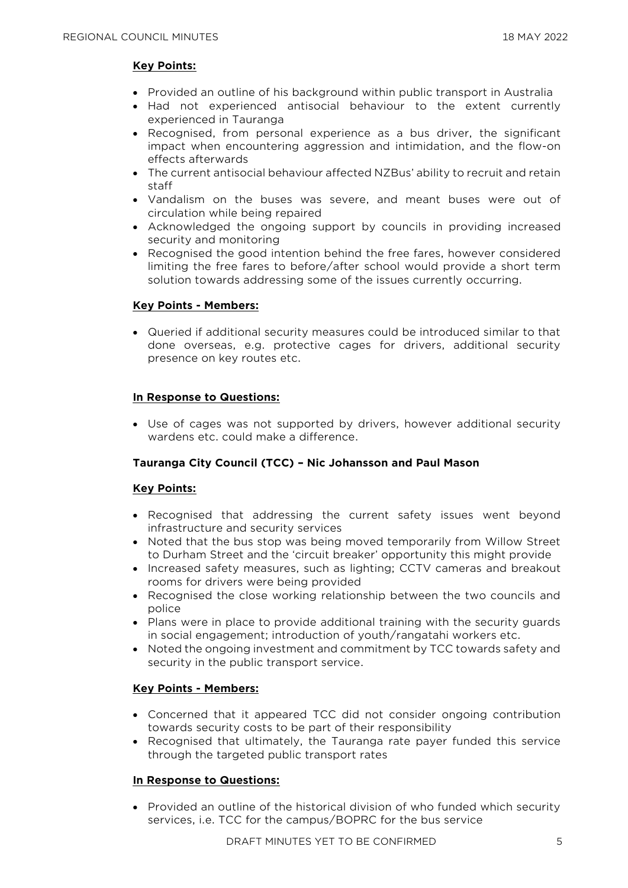**Key Points:**

- Provided an outline of his background within public transport in Australia
- Had not experienced antisocial behaviour to the extent currently experienced in Tauranga
- Recognised, from personal experience as a bus driver, the significant impact when encountering aggression and intimidation, and the flow-on effects afterwards
- The current antisocial behaviour affected NZBus' ability to recruit and retain staff
- Vandalism on the buses was severe, and meant buses were out of circulation while being repaired
- Acknowledged the ongoing support by councils in providing increased security and monitoring
- Recognised the good intention behind the free fares, however considered limiting the free fares to before/after school would provide a short term solution towards addressing some of the issues currently occurring.

**Key Points - Members:**

- Queried if additional security measures could be introduced similar to that done overseas, e.g. protective cages for drivers, additional security presence on key routes etc.

**In Response to Questions:**

- Use of cages was not supported by drivers, however additional security wardens etc. could make a difference.

**Tauranga City Council (TCC) – Nic Johansson and Paul Mason**

**Key Points:**

- Recognised that addressing the current safety issues went beyond infrastructure and security services
- Noted that the bus stop was being moved temporarily from Willow Street to Durham Street and the 'circuit breaker' opportunity this might provide
- Increased safety measures, such as lighting; CCTV cameras and breakout rooms for drivers were being provided
- Recognised the close working relationship between the two councils and police
- Plans were in place to provide additional training with the security guards in social engagement; introduction of youth/rangatahi workers etc.
- Noted the ongoing investment and commitment by TCC towards safety and security in the public transport service.

**Key Points - Members:**

- Concerned that it appeared TCC did not consider ongoing contribution towards security costs to be part of their responsibility
- Recognised that ultimately, the Tauranga rate payer funded this service through the targeted public transport rates

**In Response to Questions:**

- Provided an outline of the historical division of who funded which security services, i.e. TCC for the campus/BOPRC for the bus service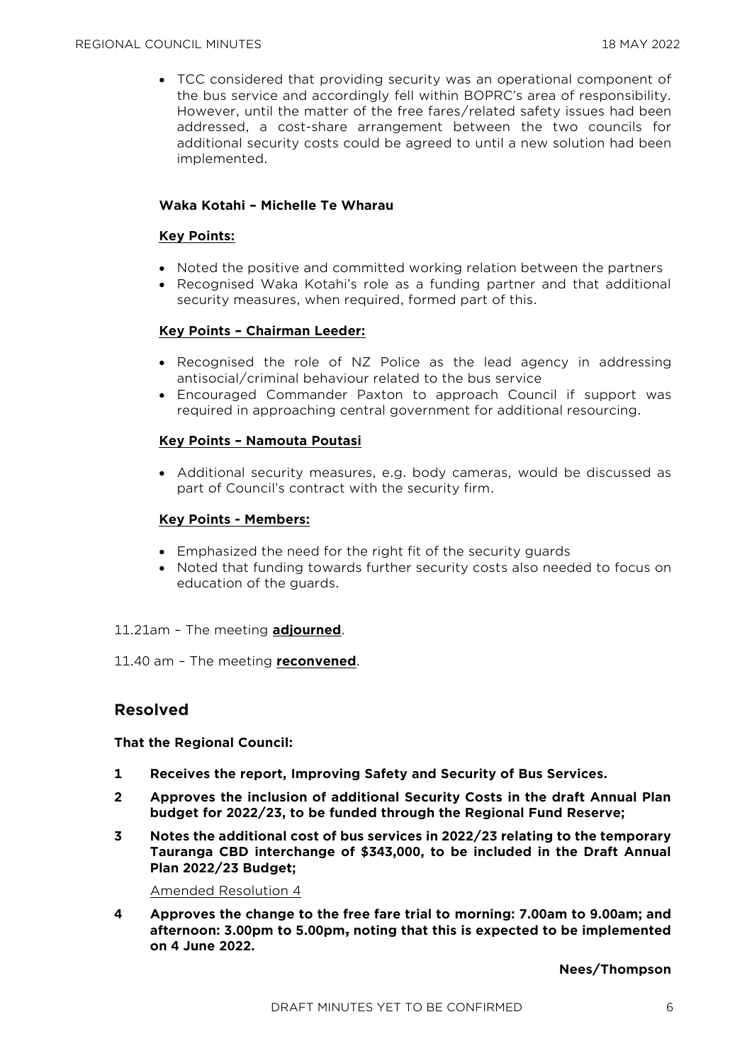- TCC considered that providing security was an operational component of the bus service and accordingly fell within BOPRC's area of responsibility. However, until the matter of the free fares/related safety issues had been addressed, a cost-share arrangement between the two councils for additional security costs could be agreed to until a new solution had been implemented.

**Waka Kotahi – Michelle Te Wharau**

**Key Points:**

- Noted the positive and committed working relation between the partners
- Recognised Waka Kotahi's role as a funding partner and that additional security measures, when required, formed part of this.

**Key Points – Chairman Leeder:**

- Recognised the role of NZ Police as the lead agency in addressing antisocial/criminal behaviour related to the bus service
- Encouraged Commander Paxton to approach Council if support was required in approaching central government for additional resourcing.

**Key Points – Namouta Poutasi**

- Additional security measures, e.g. body cameras, would be discussed as part of Council's contract with the security firm.

**Key Points - Members:**

- Emphasized the need for the right fit of the security guards
- Noted that funding towards further security costs also needed to focus on education of the guards.

11.21am – The meeting **adjourned**.

11.40 am – The meeting **reconvened**.

## Resolved

**That the Regional Council:**

**1 Receives the report, Improving Safety and Security of Bus Services.**

**2 Approves the inclusion of additional Security Costs in the draft Annual Plan budget for 2022/23, to be funded through the Regional Fund Reserve;**

**3 Notes the additional cost of bus services in 2022/23 relating to the temporary Tauranga CBD interchange of $343,000, to be included in the Draft Annual Plan 2022/23 Budget;**

Amended Resolution 4

**4 Approves the change to the free fare trial to morning: 7.00am to 9.00am; and afternoon: 3.00pm to 5.00pm, noting that this is expected to be implemented on 4 June 2022.**

**Nees/Thompson**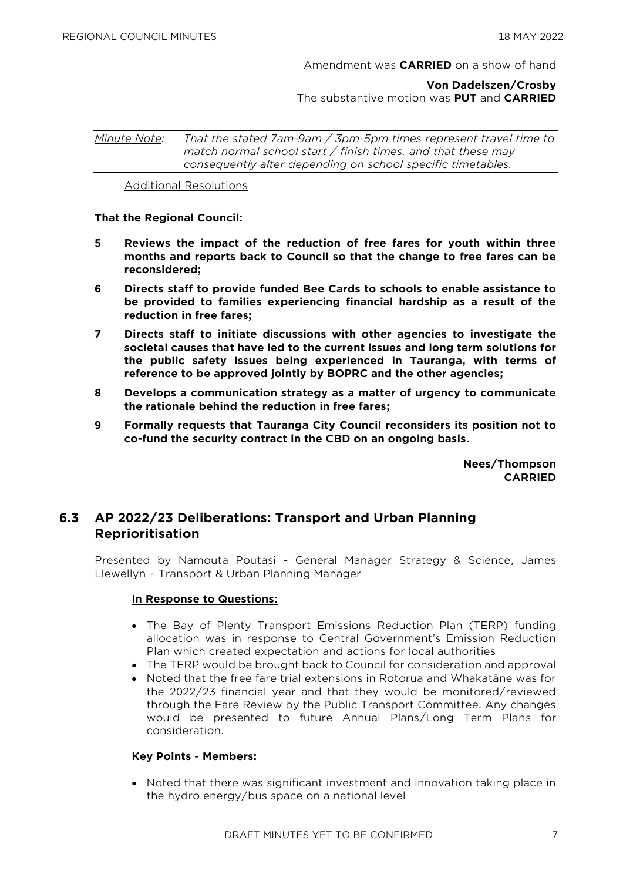Amendment was **CARRIED** on a show of hand

**Von Dadelszen/Crosby**
The substantive motion was **PUT** and **CARRIED**

| *Minute Note:* | *That the stated 7am-9am / 3pm-5pm times represent travel time to match normal school start / finish times, and that these may consequently alter depending on school specific timetables.* |
|---|---|

Additional Resolutions

**That the Regional Council:**

**5 Reviews the impact of the reduction of free fares for youth within three months and reports back to Council so that the change to free fares can be reconsidered;**

**6 Directs staff to provide funded Bee Cards to schools to enable assistance to be provided to families experiencing financial hardship as a result of the reduction in free fares;**

**7 Directs staff to initiate discussions with other agencies to investigate the societal causes that have led to the current issues and long term solutions for the public safety issues being experienced in Tauranga, with terms of reference to be approved jointly by BOPRC and the other agencies;**

**8 Develops a communication strategy as a matter of urgency to communicate the rationale behind the reduction in free fares;**

**9 Formally requests that Tauranga City Council reconsiders its position not to co-fund the security contract in the CBD on an ongoing basis.**

**Nees/Thompson**
**CARRIED**

## 6.3 AP 2022/23 Deliberations: Transport and Urban Planning Reprioritisation

Presented by Namouta Poutasi - General Manager Strategy & Science, James Llewellyn – Transport & Urban Planning Manager

**In Response to Questions:**

- The Bay of Plenty Transport Emissions Reduction Plan (TERP) funding allocation was in response to Central Government's Emission Reduction Plan which created expectation and actions for local authorities
- The TERP would be brought back to Council for consideration and approval
- Noted that the free fare trial extensions in Rotorua and Whakatāne was for the 2022/23 financial year and that they would be monitored/reviewed through the Fare Review by the Public Transport Committee. Any changes would be presented to future Annual Plans/Long Term Plans for consideration.

**Key Points - Members:**

- Noted that there was significant investment and innovation taking place in the hydro energy/bus space on a national level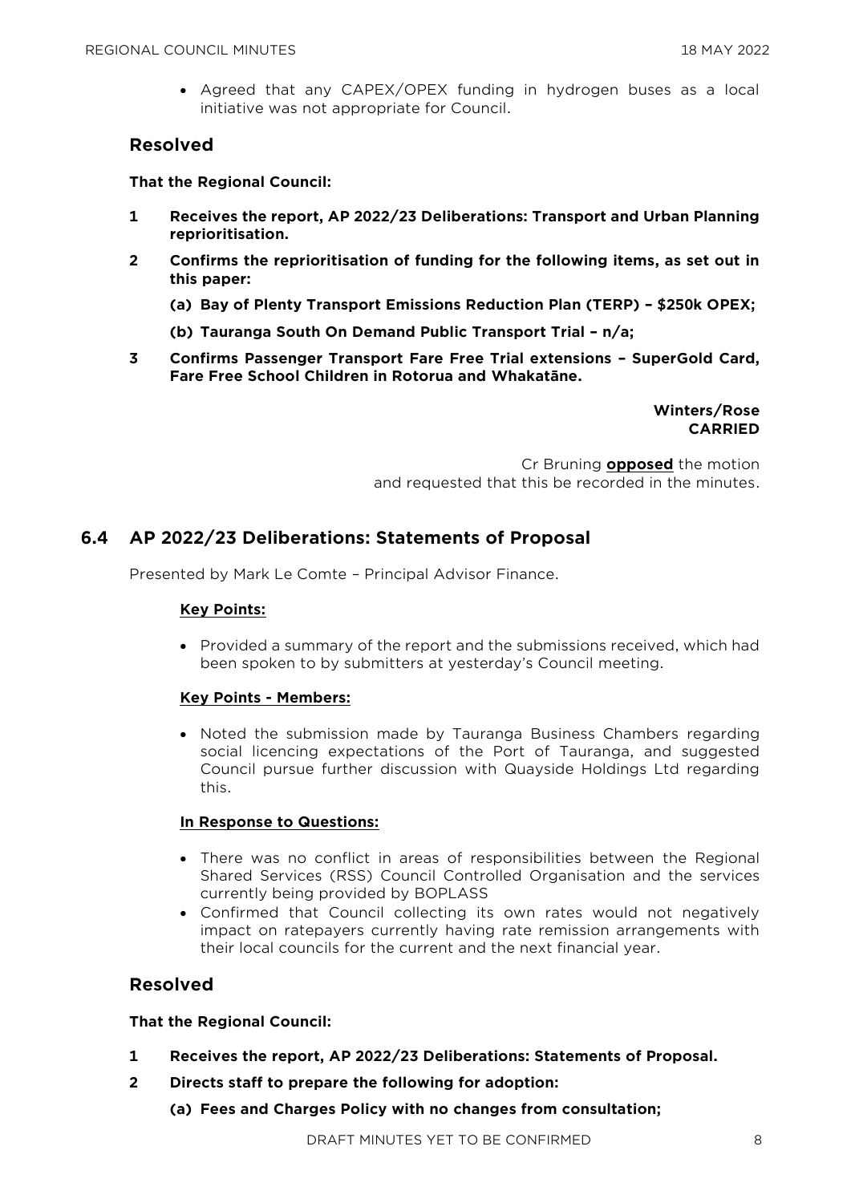- Agreed that any CAPEX/OPEX funding in hydrogen buses as a local initiative was not appropriate for Council.

## Resolved

**That the Regional Council:**

**1 Receives the report, AP 2022/23 Deliberations: Transport and Urban Planning reprioritisation.**

**2 Confirms the reprioritisation of funding for the following items, as set out in this paper:**

**(a) Bay of Plenty Transport Emissions Reduction Plan (TERP) – $250k OPEX;**

**(b) Tauranga South On Demand Public Transport Trial – n/a;**

**3 Confirms Passenger Transport Fare Free Trial extensions – SuperGold Card, Fare Free School Children in Rotorua and Whakatāne.**

**Winters/Rose**
**CARRIED**

Cr Bruning **opposed** the motion and requested that this be recorded in the minutes.

## 6.4 AP 2022/23 Deliberations: Statements of Proposal

Presented by Mark Le Comte – Principal Advisor Finance.

**Key Points:**

- Provided a summary of the report and the submissions received, which had been spoken to by submitters at yesterday's Council meeting.

**Key Points - Members:**

- Noted the submission made by Tauranga Business Chambers regarding social licencing expectations of the Port of Tauranga, and suggested Council pursue further discussion with Quayside Holdings Ltd regarding this.

**In Response to Questions:**

- There was no conflict in areas of responsibilities between the Regional Shared Services (RSS) Council Controlled Organisation and the services currently being provided by BOPLASS
- Confirmed that Council collecting its own rates would not negatively impact on ratepayers currently having rate remission arrangements with their local councils for the current and the next financial year.

## Resolved

**That the Regional Council:**

**1 Receives the report, AP 2022/23 Deliberations: Statements of Proposal.**

**2 Directs staff to prepare the following for adoption:**

**(a) Fees and Charges Policy with no changes from consultation;**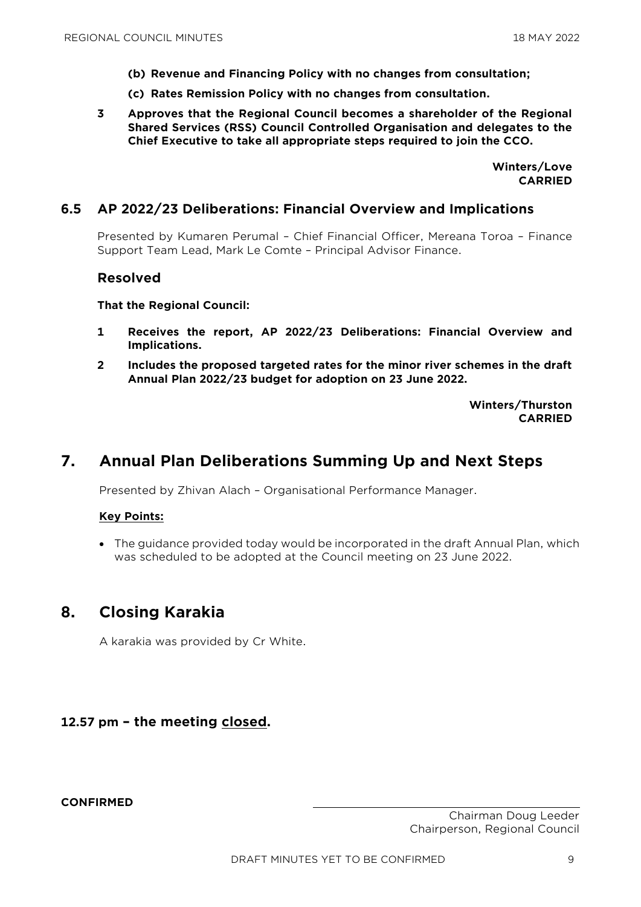**(b) Revenue and Financing Policy with no changes from consultation;**

**(c) Rates Remission Policy with no changes from consultation.**

**3 Approves that the Regional Council becomes a shareholder of the Regional Shared Services (RSS) Council Controlled Organisation and delegates to the Chief Executive to take all appropriate steps required to join the CCO.**

**Winters/Love**
**CARRIED**

## 6.5 AP 2022/23 Deliberations: Financial Overview and Implications

Presented by Kumaren Perumal – Chief Financial Officer, Mereana Toroa – Finance Support Team Lead, Mark Le Comte – Principal Advisor Finance.

### Resolved

**That the Regional Council:**

**1 Receives the report, AP 2022/23 Deliberations: Financial Overview and Implications.**

**2 Includes the proposed targeted rates for the minor river schemes in the draft Annual Plan 2022/23 budget for adoption on 23 June 2022.**

**Winters/Thurston**
**CARRIED**

# 7. Annual Plan Deliberations Summing Up and Next Steps

Presented by Zhivan Alach – Organisational Performance Manager.

**Key Points:**

- The guidance provided today would be incorporated in the draft Annual Plan, which was scheduled to be adopted at the Council meeting on 23 June 2022.

# 8. Closing Karakia

A karakia was provided by Cr White.

**12.57 pm – the meeting closed.**

**CONFIRMED**

Chairman Doug Leeder
Chairperson, Regional Council

DRAFT MINUTES YET TO BE CONFIRMED